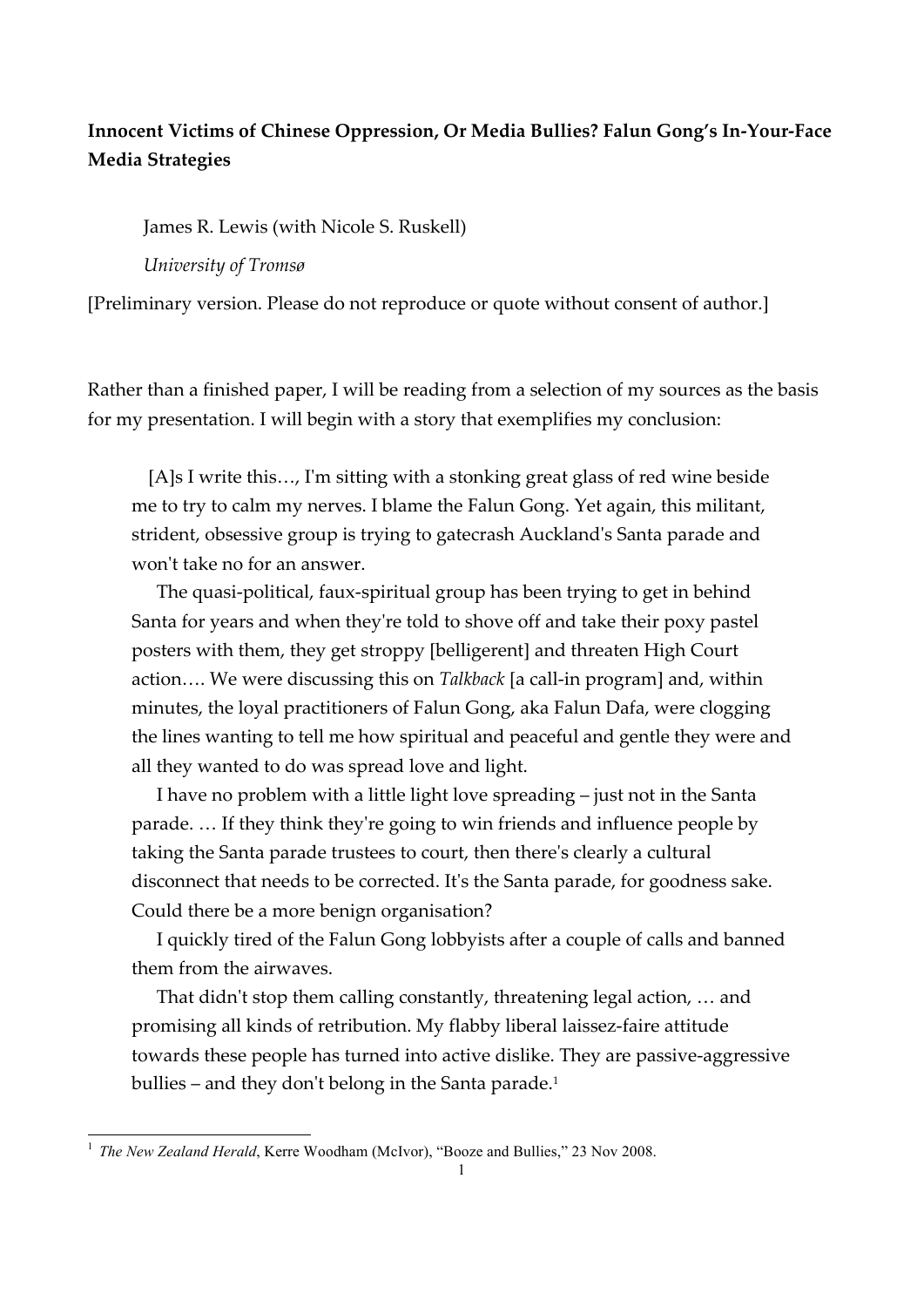**Innocent Victims of Chinese Oppression, Or Media Bullies? Falun Gong's In-Your-Face Media Strategies**

James R. Lewis (with Nicole S. Ruskell)

*University of Tromsø*

[Preliminary version. Please do not reproduce or quote without consent of author.]

Rather than a finished paper, I will be reading from a selection of my sources as the basis for my presentation. I will begin with a story that exemplifies my conclusion:

> [A]s I write this…, I'm sitting with a stonking great glass of red wine beside me to try to calm my nerves. I blame the Falun Gong. Yet again, this militant, strident, obsessive group is trying to gatecrash Auckland's Santa parade and won't take no for an answer.
>
> The quasi-political, faux-spiritual group has been trying to get in behind Santa for years and when they're told to shove off and take their poxy pastel posters with them, they get stroppy [belligerent] and threaten High Court action…. We were discussing this on *Talkback* [a call-in program] and, within minutes, the loyal practitioners of Falun Gong, aka Falun Dafa, were clogging the lines wanting to tell me how spiritual and peaceful and gentle they were and all they wanted to do was spread love and light.
>
> I have no problem with a little light love spreading – just not in the Santa parade. … If they think they're going to win friends and influence people by taking the Santa parade trustees to court, then there's clearly a cultural disconnect that needs to be corrected. It's the Santa parade, for goodness sake. Could there be a more benign organisation?
>
> I quickly tired of the Falun Gong lobbyists after a couple of calls and banned them from the airwaves.
>
> That didn't stop them calling constantly, threatening legal action, … and promising all kinds of retribution. My flabby liberal laissez-faire attitude towards these people has turned into active dislike. They are passive-aggressive bullies – and they don't belong in the Santa parade.[1]

---

[1] *The New Zealand Herald*, Kerre Woodham (McIvor), "Booze and Bullies," 23 Nov 2008.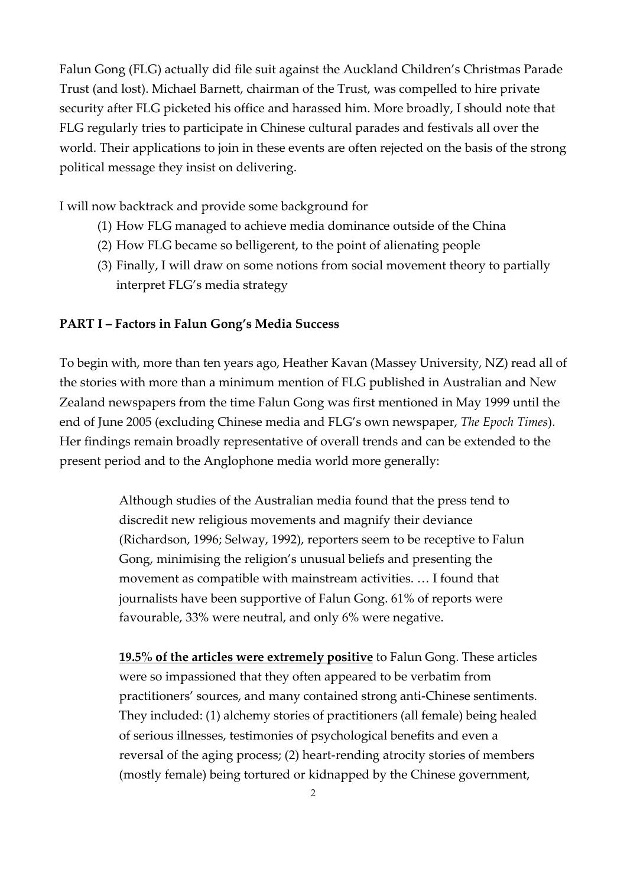Falun Gong (FLG) actually did file suit against the Auckland Children's Christmas Parade Trust (and lost). Michael Barnett, chairman of the Trust, was compelled to hire private security after FLG picketed his office and harassed him. More broadly, I should note that FLG regularly tries to participate in Chinese cultural parades and festivals all over the world. Their applications to join in these events are often rejected on the basis of the strong political message they insist on delivering.

I will now backtrack and provide some background for

(1) How FLG managed to achieve media dominance outside of the China
(2) How FLG became so belligerent, to the point of alienating people
(3) Finally, I will draw on some notions from social movement theory to partially interpret FLG's media strategy

**PART I – Factors in Falun Gong's Media Success**

To begin with, more than ten years ago, Heather Kavan (Massey University, NZ) read all of the stories with more than a minimum mention of FLG published in Australian and New Zealand newspapers from the time Falun Gong was first mentioned in May 1999 until the end of June 2005 (excluding Chinese media and FLG's own newspaper, *The Epoch Times*). Her findings remain broadly representative of overall trends and can be extended to the present period and to the Anglophone media world more generally:

> Although studies of the Australian media found that the press tend to discredit new religious movements and magnify their deviance (Richardson, 1996; Selway, 1992), reporters seem to be receptive to Falun Gong, minimising the religion's unusual beliefs and presenting the movement as compatible with mainstream activities. … I found that journalists have been supportive of Falun Gong. 61% of reports were favourable, 33% were neutral, and only 6% were negative.
>
> **<u>19.5% of the articles were extremely positive</u>** to Falun Gong. These articles were so impassioned that they often appeared to be verbatim from practitioners' sources, and many contained strong anti-Chinese sentiments. They included: (1) alchemy stories of practitioners (all female) being healed of serious illnesses, testimonies of psychological benefits and even a reversal of the aging process; (2) heart-rending atrocity stories of members (mostly female) being tortured or kidnapped by the Chinese government,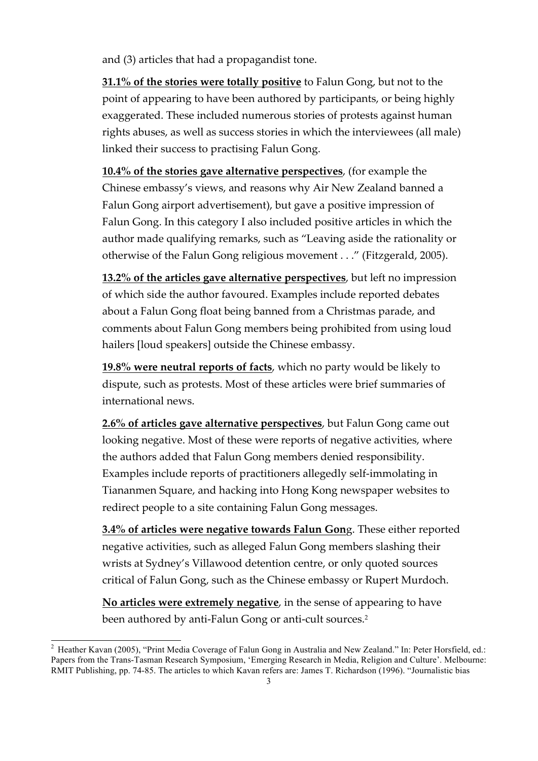and (3) articles that had a propagandist tone.

**31.1% of the stories were totally positive** to Falun Gong, but not to the point of appearing to have been authored by participants, or being highly exaggerated. These included numerous stories of protests against human rights abuses, as well as success stories in which the interviewees (all male) linked their success to practising Falun Gong.

**10.4% of the stories gave alternative perspectives**, (for example the Chinese embassy's views, and reasons why Air New Zealand banned a Falun Gong airport advertisement), but gave a positive impression of Falun Gong. In this category I also included positive articles in which the author made qualifying remarks, such as "Leaving aside the rationality or otherwise of the Falun Gong religious movement . . ." (Fitzgerald, 2005).

**13.2% of the articles gave alternative perspectives**, but left no impression of which side the author favoured. Examples include reported debates about a Falun Gong float being banned from a Christmas parade, and comments about Falun Gong members being prohibited from using loud hailers [loud speakers] outside the Chinese embassy.

**19.8% were neutral reports of facts**, which no party would be likely to dispute, such as protests. Most of these articles were brief summaries of international news.

**2.6% of articles gave alternative perspectives**, but Falun Gong came out looking negative. Most of these were reports of negative activities, where the authors added that Falun Gong members denied responsibility. Examples include reports of practitioners allegedly self-immolating in Tiananmen Square, and hacking into Hong Kong newspaper websites to redirect people to a site containing Falun Gong messages.

**3.4% of articles were negative towards Falun Gon**g. These either reported negative activities, such as alleged Falun Gong members slashing their wrists at Sydney's Villawood detention centre, or only quoted sources critical of Falun Gong, such as the Chinese embassy or Rupert Murdoch.

**No articles were extremely negative**, in the sense of appearing to have been authored by anti-Falun Gong or anti-cult sources.[2]

---

[2] Heather Kavan (2005), "Print Media Coverage of Falun Gong in Australia and New Zealand." In: Peter Horsfield, ed.: Papers from the Trans-Tasman Research Symposium, 'Emerging Research in Media, Religion and Culture'. Melbourne: RMIT Publishing, pp. 74-85. The articles to which Kavan refers are: James T. Richardson (1996). "Journalistic bias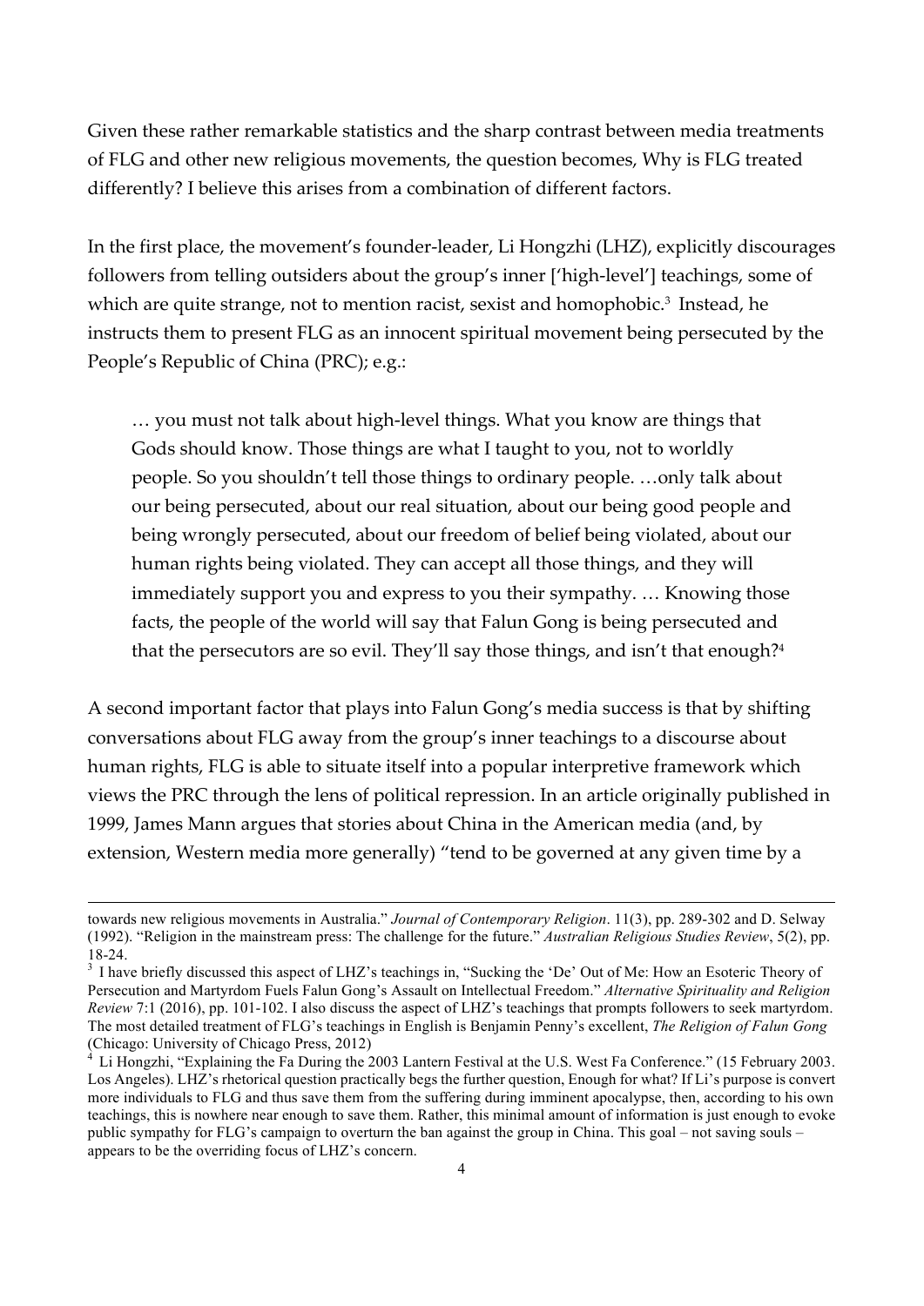Given these rather remarkable statistics and the sharp contrast between media treatments of FLG and other new religious movements, the question becomes, Why is FLG treated differently? I believe this arises from a combination of different factors.

In the first place, the movement's founder-leader, Li Hongzhi (LHZ), explicitly discourages followers from telling outsiders about the group's inner ['high-level'] teachings, some of which are quite strange, not to mention racist, sexist and homophobic.[3] Instead, he instructs them to present FLG as an innocent spiritual movement being persecuted by the People's Republic of China (PRC); e.g.:

> … you must not talk about high-level things. What you know are things that Gods should know. Those things are what I taught to you, not to worldly people. So you shouldn't tell those things to ordinary people. …only talk about our being persecuted, about our real situation, about our being good people and being wrongly persecuted, about our freedom of belief being violated, about our human rights being violated. They can accept all those things, and they will immediately support you and express to you their sympathy. … Knowing those facts, the people of the world will say that Falun Gong is being persecuted and that the persecutors are so evil. They'll say those things, and isn't that enough?[4]

A second important factor that plays into Falun Gong's media success is that by shifting conversations about FLG away from the group's inner teachings to a discourse about human rights, FLG is able to situate itself into a popular interpretive framework which views the PRC through the lens of political repression. In an article originally published in 1999, James Mann argues that stories about China in the American media (and, by extension, Western media more generally) "tend to be governed at any given time by a

---

towards new religious movements in Australia." *Journal of Contemporary Religion*. 11(3), pp. 289-302 and D. Selway (1992). "Religion in the mainstream press: The challenge for the future." *Australian Religious Studies Review*, 5(2), pp. 18-24.

[3] I have briefly discussed this aspect of LHZ's teachings in, "Sucking the 'De' Out of Me: How an Esoteric Theory of Persecution and Martyrdom Fuels Falun Gong's Assault on Intellectual Freedom." *Alternative Spirituality and Religion Review* 7:1 (2016), pp. 101-102. I also discuss the aspect of LHZ's teachings that prompts followers to seek martyrdom. The most detailed treatment of FLG's teachings in English is Benjamin Penny's excellent, *The Religion of Falun Gong* (Chicago: University of Chicago Press, 2012)

[4] Li Hongzhi, "Explaining the Fa During the 2003 Lantern Festival at the U.S. West Fa Conference." (15 February 2003. Los Angeles). LHZ's rhetorical question practically begs the further question, Enough for what? If Li's purpose is convert more individuals to FLG and thus save them from the suffering during imminent apocalypse, then, according to his own teachings, this is nowhere near enough to save them. Rather, this minimal amount of information is just enough to evoke public sympathy for FLG's campaign to overturn the ban against the group in China. This goal – not saving souls – appears to be the overriding focus of LHZ's concern.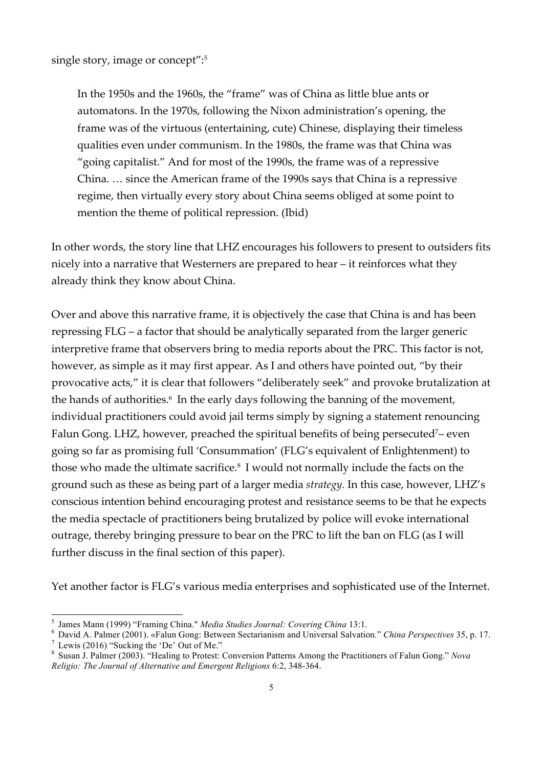single story, image or concept":[5]

> In the 1950s and the 1960s, the "frame" was of China as little blue ants or automatons. In the 1970s, following the Nixon administration's opening, the frame was of the virtuous (entertaining, cute) Chinese, displaying their timeless qualities even under communism. In the 1980s, the frame was that China was "going capitalist." And for most of the 1990s, the frame was of a repressive China. … since the American frame of the 1990s says that China is a repressive regime, then virtually every story about China seems obliged at some point to mention the theme of political repression. (Ibid)

In other words, the story line that LHZ encourages his followers to present to outsiders fits nicely into a narrative that Westerners are prepared to hear – it reinforces what they already think they know about China.

Over and above this narrative frame, it is objectively the case that China is and has been repressing FLG – a factor that should be analytically separated from the larger generic interpretive frame that observers bring to media reports about the PRC. This factor is not, however, as simple as it may first appear. As I and others have pointed out, "by their provocative acts," it is clear that followers "deliberately seek" and provoke brutalization at the hands of authorities.[6] In the early days following the banning of the movement, individual practitioners could avoid jail terms simply by signing a statement renouncing Falun Gong. LHZ, however, preached the spiritual benefits of being persecuted[7]– even going so far as promising full 'Consummation' (FLG's equivalent of Enlightenment) to those who made the ultimate sacrifice.[8] I would not normally include the facts on the ground such as these as being part of a larger media *strategy*. In this case, however, LHZ's conscious intention behind encouraging protest and resistance seems to be that he expects the media spectacle of practitioners being brutalized by police will evoke international outrage, thereby bringing pressure to bear on the PRC to lift the ban on FLG (as I will further discuss in the final section of this paper).

Yet another factor is FLG's various media enterprises and sophisticated use of the Internet.

---

[5] James Mann (1999) "Framing China." *Media Studies Journal: Covering China* 13:1.

[6] David A. Palmer (2001). «Falun Gong: Between Sectarianism and Universal Salvation." *China Perspectives* 35, p. 17.

[7] Lewis (2016) "Sucking the 'De' Out of Me."

[8] Susan J. Palmer (2003). "Healing to Protest: Conversion Patterns Among the Practitioners of Falun Gong." *Nova Religio: The Journal of Alternative and Emergent Religions* 6:2, 348-364.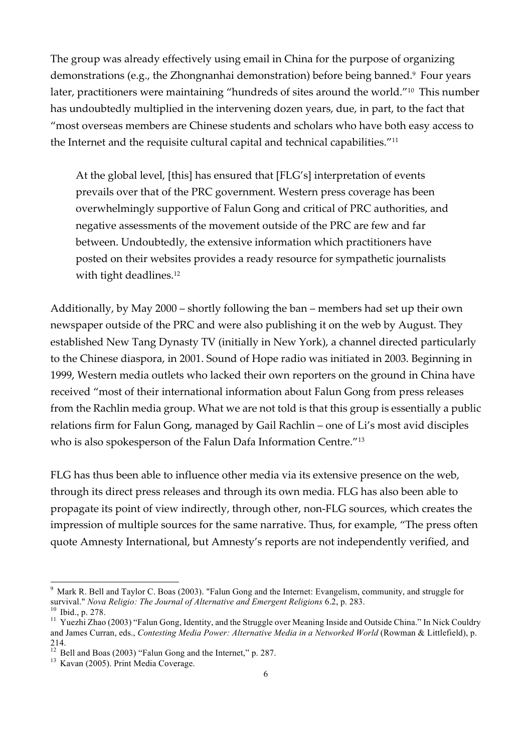The group was already effectively using email in China for the purpose of organizing demonstrations (e.g., the Zhongnanhai demonstration) before being banned.[9] Four years later, practitioners were maintaining "hundreds of sites around the world."[10] This number has undoubtedly multiplied in the intervening dozen years, due, in part, to the fact that "most overseas members are Chinese students and scholars who have both easy access to the Internet and the requisite cultural capital and technical capabilities."[11]

> At the global level, [this] has ensured that [FLG's] interpretation of events prevails over that of the PRC government. Western press coverage has been overwhelmingly supportive of Falun Gong and critical of PRC authorities, and negative assessments of the movement outside of the PRC are few and far between. Undoubtedly, the extensive information which practitioners have posted on their websites provides a ready resource for sympathetic journalists with tight deadlines.[12]

Additionally, by May 2000 – shortly following the ban – members had set up their own newspaper outside of the PRC and were also publishing it on the web by August. They established New Tang Dynasty TV (initially in New York), a channel directed particularly to the Chinese diaspora, in 2001. Sound of Hope radio was initiated in 2003. Beginning in 1999, Western media outlets who lacked their own reporters on the ground in China have received "most of their international information about Falun Gong from press releases from the Rachlin media group. What we are not told is that this group is essentially a public relations firm for Falun Gong, managed by Gail Rachlin – one of Li's most avid disciples who is also spokesperson of the Falun Dafa Information Centre."[13]

FLG has thus been able to influence other media via its extensive presence on the web, through its direct press releases and through its own media. FLG has also been able to propagate its point of view indirectly, through other, non-FLG sources, which creates the impression of multiple sources for the same narrative. Thus, for example, "The press often quote Amnesty International, but Amnesty's reports are not independently verified, and

---

[9] Mark R. Bell and Taylor C. Boas (2003). "Falun Gong and the Internet: Evangelism, community, and struggle for survival." *Nova Religio: The Journal of Alternative and Emergent Religions* 6.2, p. 283.

[10] Ibid., p. 278.

[11] Yuezhi Zhao (2003) "Falun Gong, Identity, and the Struggle over Meaning Inside and Outside China." In Nick Couldry and James Curran, eds., *Contesting Media Power: Alternative Media in a Networked World* (Rowman & Littlefield), p. 214.

[12] Bell and Boas (2003) "Falun Gong and the Internet," p. 287.

[13] Kavan (2005). Print Media Coverage.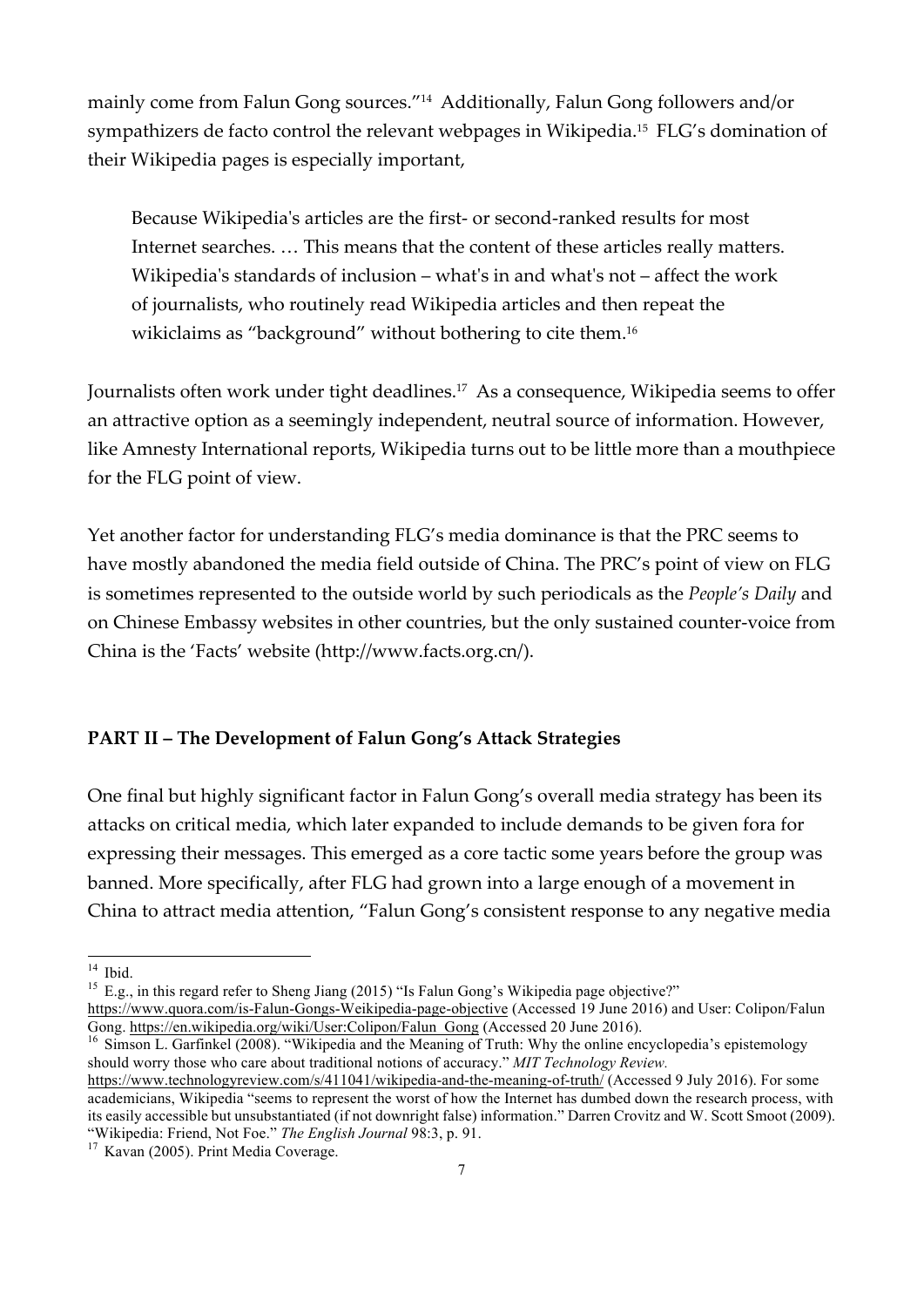mainly come from Falun Gong sources."[14] Additionally, Falun Gong followers and/or sympathizers de facto control the relevant webpages in Wikipedia.[15] FLG's domination of their Wikipedia pages is especially important,

> Because Wikipedia's articles are the first- or second-ranked results for most Internet searches. … This means that the content of these articles really matters. Wikipedia's standards of inclusion – what's in and what's not – affect the work of journalists, who routinely read Wikipedia articles and then repeat the wikiclaims as "background" without bothering to cite them.[16]

Journalists often work under tight deadlines.[17] As a consequence, Wikipedia seems to offer an attractive option as a seemingly independent, neutral source of information. However, like Amnesty International reports, Wikipedia turns out to be little more than a mouthpiece for the FLG point of view.

Yet another factor for understanding FLG's media dominance is that the PRC seems to have mostly abandoned the media field outside of China. The PRC's point of view on FLG is sometimes represented to the outside world by such periodicals as the *People's Daily* and on Chinese Embassy websites in other countries, but the only sustained counter-voice from China is the 'Facts' website (http://www.facts.org.cn/).

## PART II – The Development of Falun Gong's Attack Strategies

One final but highly significant factor in Falun Gong's overall media strategy has been its attacks on critical media, which later expanded to include demands to be given fora for expressing their messages. This emerged as a core tactic some years before the group was banned. More specifically, after FLG had grown into a large enough of a movement in China to attract media attention, "Falun Gong's consistent response to any negative media

---

[14] Ibid.

[15] E.g., in this regard refer to Sheng Jiang (2015) "Is Falun Gong's Wikipedia page objective?" https://www.quora.com/is-Falun-Gongs-Weikipedia-page-objective (Accessed 19 June 2016) and User: Colipon/Falun Gong. https://en.wikipedia.org/wiki/User:Colipon/Falun_Gong (Accessed 20 June 2016).

[16] Simson L. Garfinkel (2008). "Wikipedia and the Meaning of Truth: Why the online encyclopedia's epistemology should worry those who care about traditional notions of accuracy." *MIT Technology Review.* https://www.technologyreview.com/s/411041/wikipedia-and-the-meaning-of-truth/ (Accessed 9 July 2016). For some academicians, Wikipedia "seems to represent the worst of how the Internet has dumbed down the research process, with its easily accessible but unsubstantiated (if not downright false) information." Darren Crovitz and W. Scott Smoot (2009). "Wikipedia: Friend, Not Foe." *The English Journal* 98:3, p. 91.

[17] Kavan (2005). Print Media Coverage.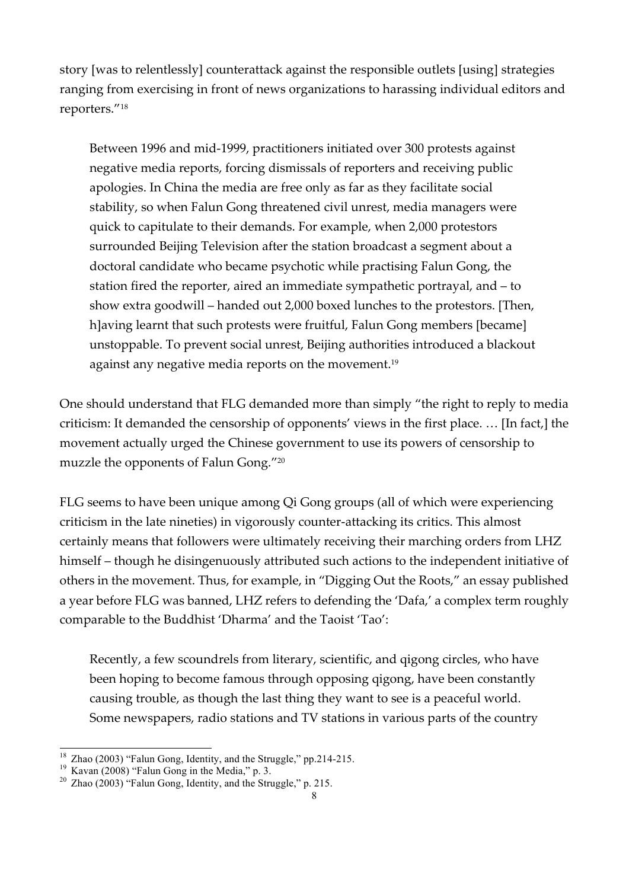story [was to relentlessly] counterattack against the responsible outlets [using] strategies ranging from exercising in front of news organizations to harassing individual editors and reporters."[18]

> Between 1996 and mid-1999, practitioners initiated over 300 protests against negative media reports, forcing dismissals of reporters and receiving public apologies. In China the media are free only as far as they facilitate social stability, so when Falun Gong threatened civil unrest, media managers were quick to capitulate to their demands. For example, when 2,000 protestors surrounded Beijing Television after the station broadcast a segment about a doctoral candidate who became psychotic while practising Falun Gong, the station fired the reporter, aired an immediate sympathetic portrayal, and – to show extra goodwill – handed out 2,000 boxed lunches to the protestors. [Then, h]aving learnt that such protests were fruitful, Falun Gong members [became] unstoppable. To prevent social unrest, Beijing authorities introduced a blackout against any negative media reports on the movement.[19]

One should understand that FLG demanded more than simply "the right to reply to media criticism: It demanded the censorship of opponents' views in the first place. … [In fact,] the movement actually urged the Chinese government to use its powers of censorship to muzzle the opponents of Falun Gong."[20]

FLG seems to have been unique among Qi Gong groups (all of which were experiencing criticism in the late nineties) in vigorously counter-attacking its critics. This almost certainly means that followers were ultimately receiving their marching orders from LHZ himself – though he disingenuously attributed such actions to the independent initiative of others in the movement. Thus, for example, in "Digging Out the Roots," an essay published a year before FLG was banned, LHZ refers to defending the 'Dafa,' a complex term roughly comparable to the Buddhist 'Dharma' and the Taoist 'Tao':

> Recently, a few scoundrels from literary, scientific, and qigong circles, who have been hoping to become famous through opposing qigong, have been constantly causing trouble, as though the last thing they want to see is a peaceful world. Some newspapers, radio stations and TV stations in various parts of the country

---

[18] Zhao (2003) "Falun Gong, Identity, and the Struggle," pp.214-215.

[19] Kavan (2008) "Falun Gong in the Media," p. 3.

[20] Zhao (2003) "Falun Gong, Identity, and the Struggle," p. 215.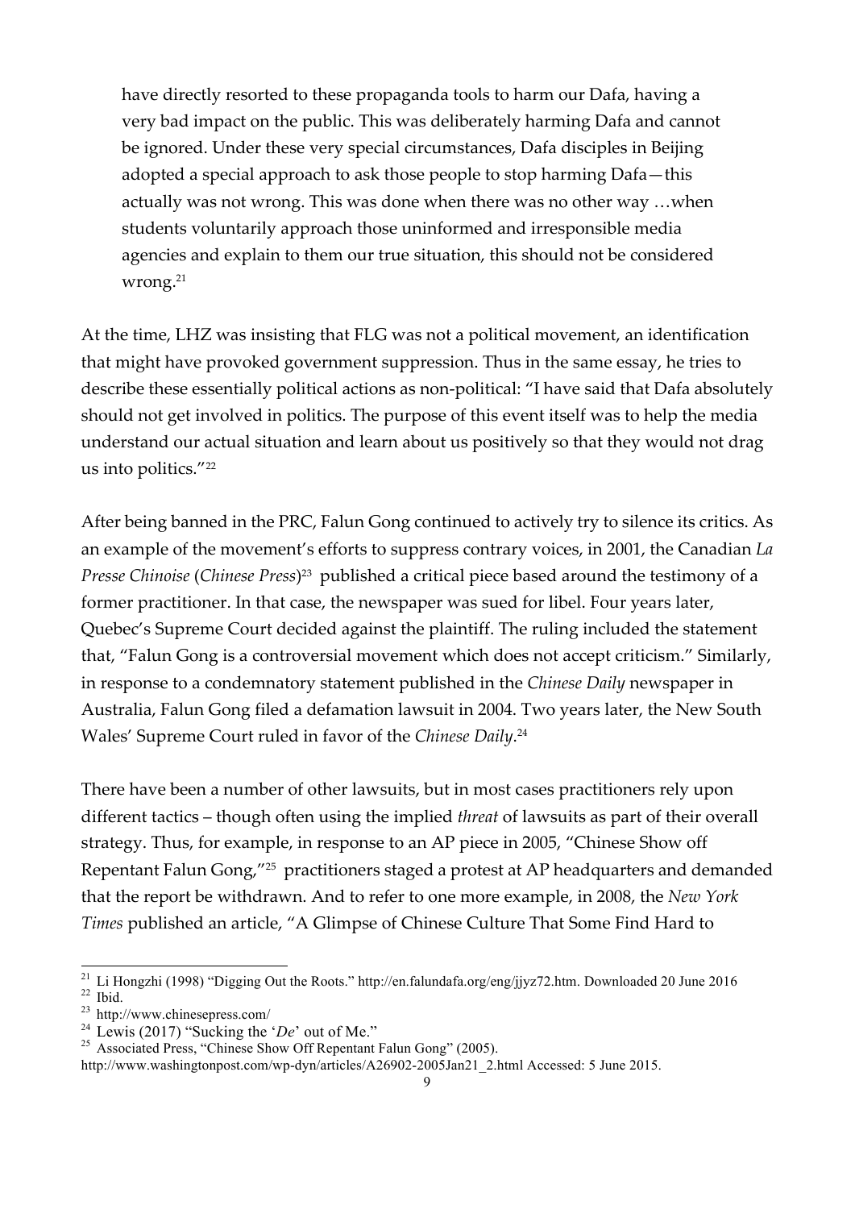> have directly resorted to these propaganda tools to harm our Dafa, having a very bad impact on the public. This was deliberately harming Dafa and cannot be ignored. Under these very special circumstances, Dafa disciples in Beijing adopted a special approach to ask those people to stop harming Dafa—this actually was not wrong. This was done when there was no other way …when students voluntarily approach those uninformed and irresponsible media agencies and explain to them our true situation, this should not be considered wrong.[21]

At the time, LHZ was insisting that FLG was not a political movement, an identification that might have provoked government suppression. Thus in the same essay, he tries to describe these essentially political actions as non-political: "I have said that Dafa absolutely should not get involved in politics. The purpose of this event itself was to help the media understand our actual situation and learn about us positively so that they would not drag us into politics."[22]

After being banned in the PRC, Falun Gong continued to actively try to silence its critics. As an example of the movement's efforts to suppress contrary voices, in 2001, the Canadian *La Presse Chinoise* (*Chinese Press*)[23] published a critical piece based around the testimony of a former practitioner. In that case, the newspaper was sued for libel. Four years later, Quebec's Supreme Court decided against the plaintiff. The ruling included the statement that, "Falun Gong is a controversial movement which does not accept criticism." Similarly, in response to a condemnatory statement published in the *Chinese Daily* newspaper in Australia, Falun Gong filed a defamation lawsuit in 2004. Two years later, the New South Wales' Supreme Court ruled in favor of the *Chinese Daily*.[24]

There have been a number of other lawsuits, but in most cases practitioners rely upon different tactics – though often using the implied *threat* of lawsuits as part of their overall strategy. Thus, for example, in response to an AP piece in 2005, "Chinese Show off Repentant Falun Gong,"[25] practitioners staged a protest at AP headquarters and demanded that the report be withdrawn. And to refer to one more example, in 2008, the *New York Times* published an article, "A Glimpse of Chinese Culture That Some Find Hard to

---

[21] Li Hongzhi (1998) "Digging Out the Roots." http://en.falundafa.org/eng/jjyz72.htm. Downloaded 20 June 2016

[22] Ibid.

[23] http://www.chinesepress.com/

[24] Lewis (2017) "Sucking the '*De*' out of Me."

[25] Associated Press, "Chinese Show Off Repentant Falun Gong" (2005). http://www.washingtonpost.com/wp-dyn/articles/A26902-2005Jan21_2.html Accessed: 5 June 2015.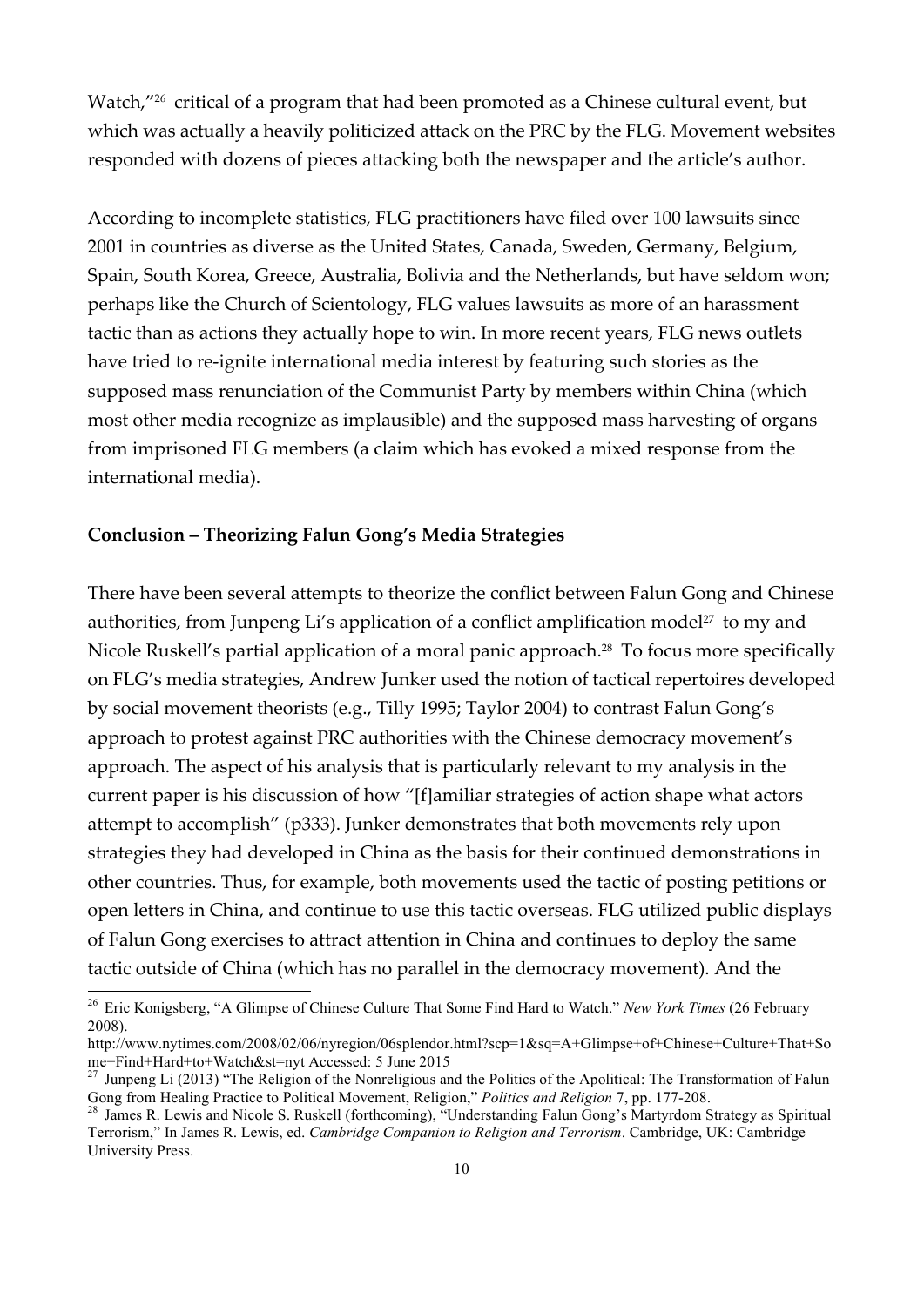Watch,"[26] critical of a program that had been promoted as a Chinese cultural event, but which was actually a heavily politicized attack on the PRC by the FLG. Movement websites responded with dozens of pieces attacking both the newspaper and the article's author.

According to incomplete statistics, FLG practitioners have filed over 100 lawsuits since 2001 in countries as diverse as the United States, Canada, Sweden, Germany, Belgium, Spain, South Korea, Greece, Australia, Bolivia and the Netherlands, but have seldom won; perhaps like the Church of Scientology, FLG values lawsuits as more of an harassment tactic than as actions they actually hope to win. In more recent years, FLG news outlets have tried to re-ignite international media interest by featuring such stories as the supposed mass renunciation of the Communist Party by members within China (which most other media recognize as implausible) and the supposed mass harvesting of organs from imprisoned FLG members (a claim which has evoked a mixed response from the international media).

**Conclusion – Theorizing Falun Gong's Media Strategies**

There have been several attempts to theorize the conflict between Falun Gong and Chinese authorities, from Junpeng Li's application of a conflict amplification model[27] to my and Nicole Ruskell's partial application of a moral panic approach.[28] To focus more specifically on FLG's media strategies, Andrew Junker used the notion of tactical repertoires developed by social movement theorists (e.g., Tilly 1995; Taylor 2004) to contrast Falun Gong's approach to protest against PRC authorities with the Chinese democracy movement's approach. The aspect of his analysis that is particularly relevant to my analysis in the current paper is his discussion of how "[f]amiliar strategies of action shape what actors attempt to accomplish" (p333). Junker demonstrates that both movements rely upon strategies they had developed in China as the basis for their continued demonstrations in other countries. Thus, for example, both movements used the tactic of posting petitions or open letters in China, and continue to use this tactic overseas. FLG utilized public displays of Falun Gong exercises to attract attention in China and continues to deploy the same tactic outside of China (which has no parallel in the democracy movement). And the

---

[26] Eric Konigsberg, "A Glimpse of Chinese Culture That Some Find Hard to Watch." *New York Times* (26 February 2008). http://www.nytimes.com/2008/02/06/nyregion/06splendor.html?scp=1&sq=A+Glimpse+of+Chinese+Culture+That+Some+Find+Hard+to+Watch&st=nyt Accessed: 5 June 2015

[27] Junpeng Li (2013) "The Religion of the Nonreligious and the Politics of the Apolitical: The Transformation of Falun Gong from Healing Practice to Political Movement, Religion," *Politics and Religion* 7, pp. 177-208.

[28] James R. Lewis and Nicole S. Ruskell (forthcoming), "Understanding Falun Gong's Martyrdom Strategy as Spiritual Terrorism," In James R. Lewis, ed. *Cambridge Companion to Religion and Terrorism*. Cambridge, UK: Cambridge University Press.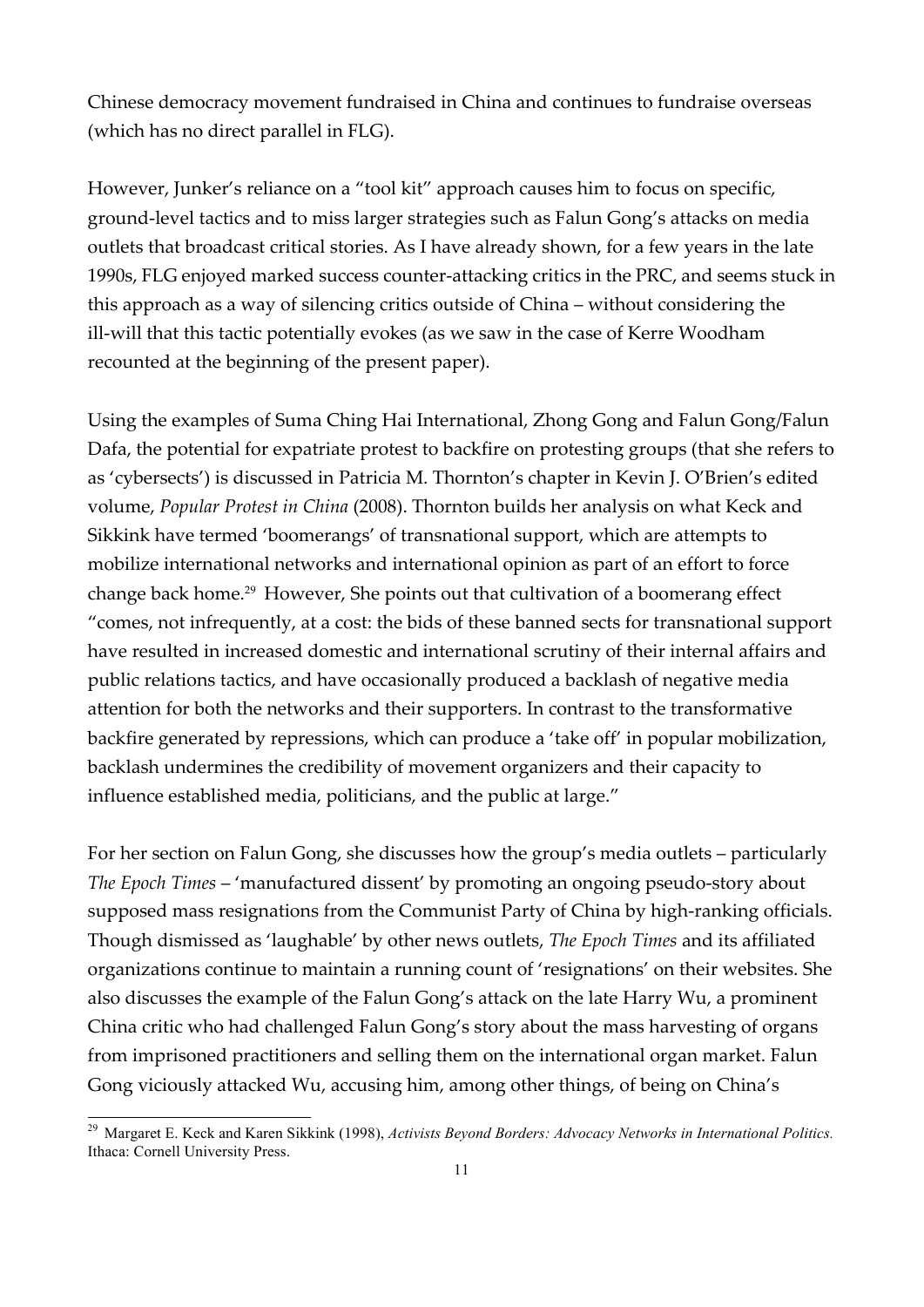Chinese democracy movement fundraised in China and continues to fundraise overseas (which has no direct parallel in FLG).

However, Junker's reliance on a "tool kit" approach causes him to focus on specific, ground-level tactics and to miss larger strategies such as Falun Gong's attacks on media outlets that broadcast critical stories. As I have already shown, for a few years in the late 1990s, FLG enjoyed marked success counter-attacking critics in the PRC, and seems stuck in this approach as a way of silencing critics outside of China – without considering the ill-will that this tactic potentially evokes (as we saw in the case of Kerre Woodham recounted at the beginning of the present paper).

Using the examples of Suma Ching Hai International, Zhong Gong and Falun Gong/Falun Dafa, the potential for expatriate protest to backfire on protesting groups (that she refers to as 'cybersects') is discussed in Patricia M. Thornton's chapter in Kevin J. O'Brien's edited volume, *Popular Protest in China* (2008). Thornton builds her analysis on what Keck and Sikkink have termed 'boomerangs' of transnational support, which are attempts to mobilize international networks and international opinion as part of an effort to force change back home.[29] However, She points out that cultivation of a boomerang effect "comes, not infrequently, at a cost: the bids of these banned sects for transnational support have resulted in increased domestic and international scrutiny of their internal affairs and public relations tactics, and have occasionally produced a backlash of negative media attention for both the networks and their supporters. In contrast to the transformative backfire generated by repressions, which can produce a 'take off' in popular mobilization, backlash undermines the credibility of movement organizers and their capacity to influence established media, politicians, and the public at large."

For her section on Falun Gong, she discusses how the group's media outlets – particularly *The Epoch Times* – 'manufactured dissent' by promoting an ongoing pseudo-story about supposed mass resignations from the Communist Party of China by high-ranking officials. Though dismissed as 'laughable' by other news outlets, *The Epoch Times* and its affiliated organizations continue to maintain a running count of 'resignations' on their websites. She also discusses the example of the Falun Gong's attack on the late Harry Wu, a prominent China critic who had challenged Falun Gong's story about the mass harvesting of organs from imprisoned practitioners and selling them on the international organ market. Falun Gong viciously attacked Wu, accusing him, among other things, of being on China's

---

[29] Margaret E. Keck and Karen Sikkink (1998), *Activists Beyond Borders: Advocacy Networks in International Politics.* Ithaca: Cornell University Press.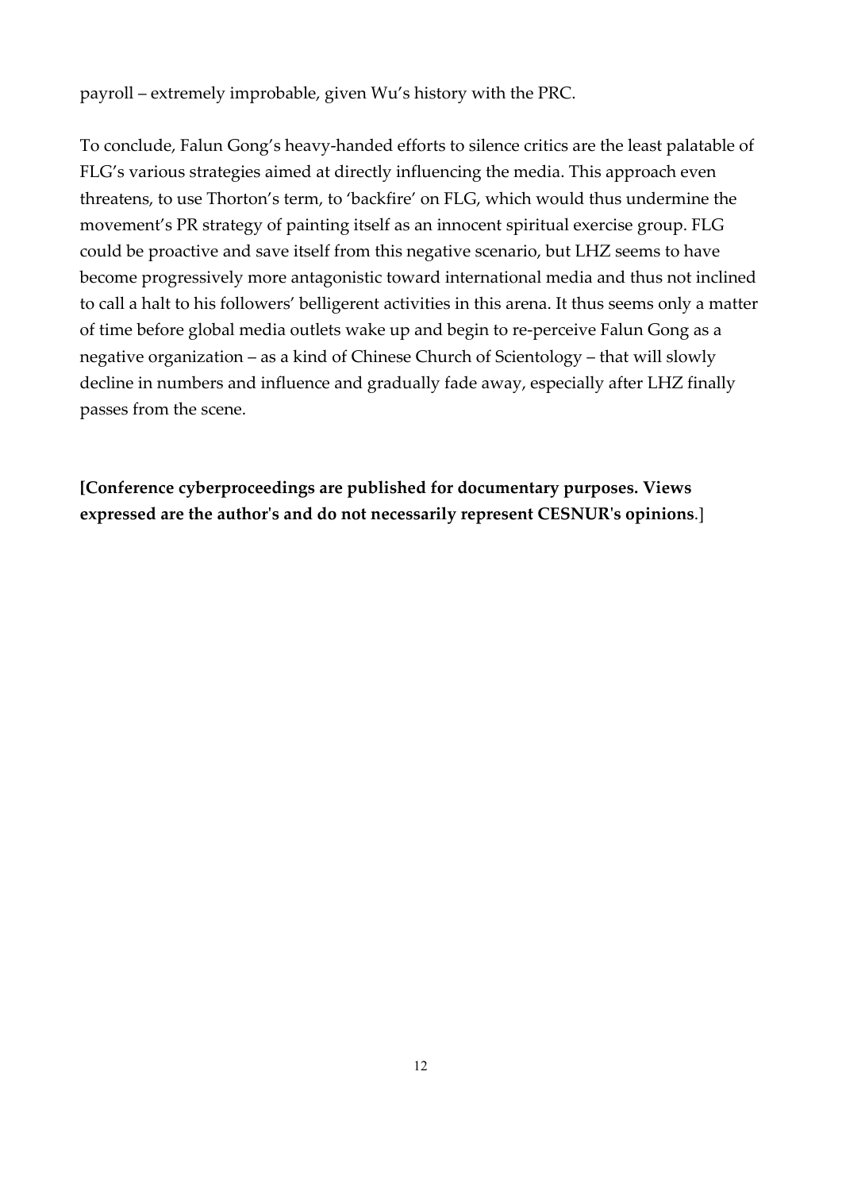payroll – extremely improbable, given Wu's history with the PRC.

To conclude, Falun Gong's heavy-handed efforts to silence critics are the least palatable of FLG's various strategies aimed at directly influencing the media. This approach even threatens, to use Thorton's term, to 'backfire' on FLG, which would thus undermine the movement's PR strategy of painting itself as an innocent spiritual exercise group. FLG could be proactive and save itself from this negative scenario, but LHZ seems to have become progressively more antagonistic toward international media and thus not inclined to call a halt to his followers' belligerent activities in this arena. It thus seems only a matter of time before global media outlets wake up and begin to re-perceive Falun Gong as a negative organization – as a kind of Chinese Church of Scientology – that will slowly decline in numbers and influence and gradually fade away, especially after LHZ finally passes from the scene.

**[Conference cyberproceedings are published for documentary purposes. Views expressed are the author's and do not necessarily represent CESNUR's opinions**.]